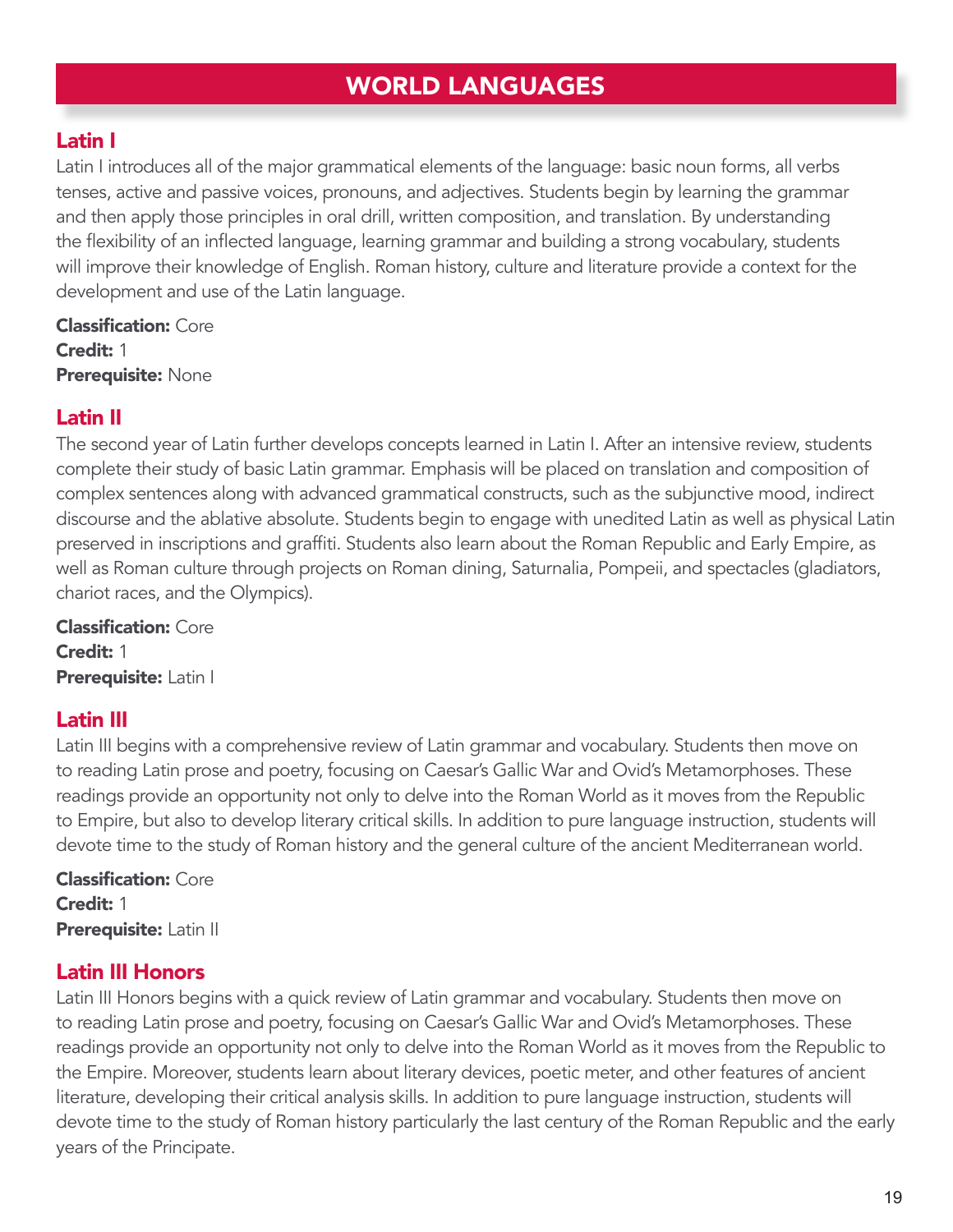# WORLD LANGUAGES

## Latin I

Latin I introduces all of the major grammatical elements of the language: basic noun forms, all verbs tenses, active and passive voices, pronouns, and adjectives. Students begin by learning the grammar and then apply those principles in oral drill, written composition, and translation. By understanding the flexibility of an inflected language, learning grammar and building a strong vocabulary, students will improve their knowledge of English. Roman history, culture and literature provide a context for the development and use of the Latin language.

**Classification:** Core
**Credit:** 1
**Prerequisite:** None

## Latin II

The second year of Latin further develops concepts learned in Latin I. After an intensive review, students complete their study of basic Latin grammar. Emphasis will be placed on translation and composition of complex sentences along with advanced grammatical constructs, such as the subjunctive mood, indirect discourse and the ablative absolute. Students begin to engage with unedited Latin as well as physical Latin preserved in inscriptions and graffiti. Students also learn about the Roman Republic and Early Empire, as well as Roman culture through projects on Roman dining, Saturnalia, Pompeii, and spectacles (gladiators, chariot races, and the Olympics).

**Classification:** Core
**Credit:** 1
**Prerequisite:** Latin I

## Latin III

Latin III begins with a comprehensive review of Latin grammar and vocabulary. Students then move on to reading Latin prose and poetry, focusing on Caesar's Gallic War and Ovid's Metamorphoses. These readings provide an opportunity not only to delve into the Roman World as it moves from the Republic to Empire, but also to develop literary critical skills. In addition to pure language instruction, students will devote time to the study of Roman history and the general culture of the ancient Mediterranean world.

**Classification:** Core
**Credit:** 1
**Prerequisite:** Latin II

## Latin III Honors

Latin III Honors begins with a quick review of Latin grammar and vocabulary. Students then move on to reading Latin prose and poetry, focusing on Caesar's Gallic War and Ovid's Metamorphoses. These readings provide an opportunity not only to delve into the Roman World as it moves from the Republic to the Empire. Moreover, students learn about literary devices, poetic meter, and other features of ancient literature, developing their critical analysis skills. In addition to pure language instruction, students will devote time to the study of Roman history particularly the last century of the Roman Republic and the early years of the Principate.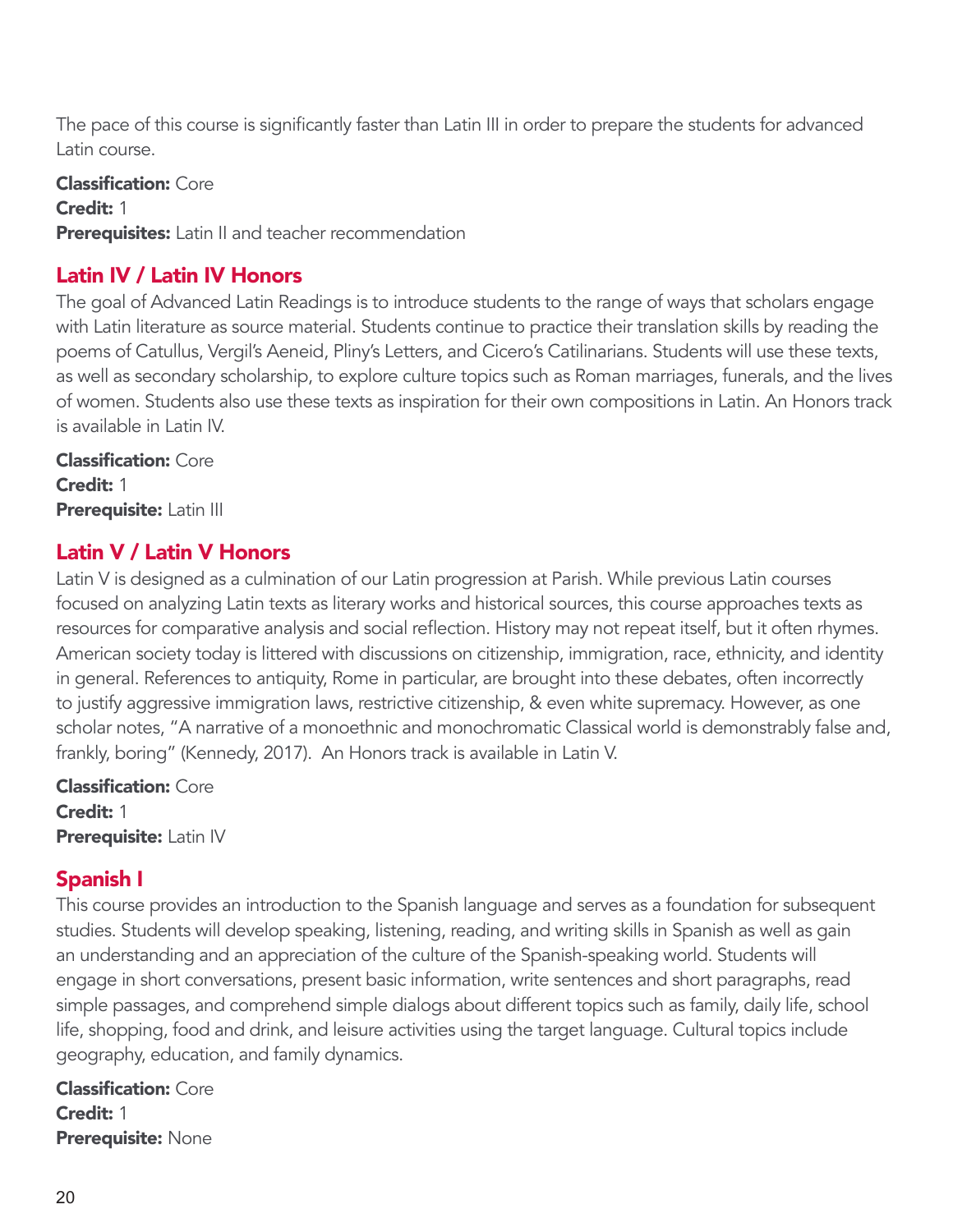The pace of this course is significantly faster than Latin III in order to prepare the students for advanced Latin course.

**Classification:** Core
**Credit:** 1
**Prerequisites:** Latin II and teacher recommendation

## Latin IV / Latin IV Honors

The goal of Advanced Latin Readings is to introduce students to the range of ways that scholars engage with Latin literature as source material. Students continue to practice their translation skills by reading the poems of Catullus, Vergil's Aeneid, Pliny's Letters, and Cicero's Catilinarians. Students will use these texts, as well as secondary scholarship, to explore culture topics such as Roman marriages, funerals, and the lives of women. Students also use these texts as inspiration for their own compositions in Latin. An Honors track is available in Latin IV.

**Classification:** Core
**Credit:** 1
**Prerequisite:** Latin III

## Latin V / Latin V Honors

Latin V is designed as a culmination of our Latin progression at Parish. While previous Latin courses focused on analyzing Latin texts as literary works and historical sources, this course approaches texts as resources for comparative analysis and social reflection. History may not repeat itself, but it often rhymes. American society today is littered with discussions on citizenship, immigration, race, ethnicity, and identity in general. References to antiquity, Rome in particular, are brought into these debates, often incorrectly to justify aggressive immigration laws, restrictive citizenship, & even white supremacy. However, as one scholar notes, "A narrative of a monoethnic and monochromatic Classical world is demonstrably false and, frankly, boring" (Kennedy, 2017). An Honors track is available in Latin V.

**Classification:** Core
**Credit:** 1
**Prerequisite:** Latin IV

## Spanish I

This course provides an introduction to the Spanish language and serves as a foundation for subsequent studies. Students will develop speaking, listening, reading, and writing skills in Spanish as well as gain an understanding and an appreciation of the culture of the Spanish-speaking world. Students will engage in short conversations, present basic information, write sentences and short paragraphs, read simple passages, and comprehend simple dialogs about different topics such as family, daily life, school life, shopping, food and drink, and leisure activities using the target language. Cultural topics include geography, education, and family dynamics.

**Classification:** Core
**Credit:** 1
**Prerequisite:** None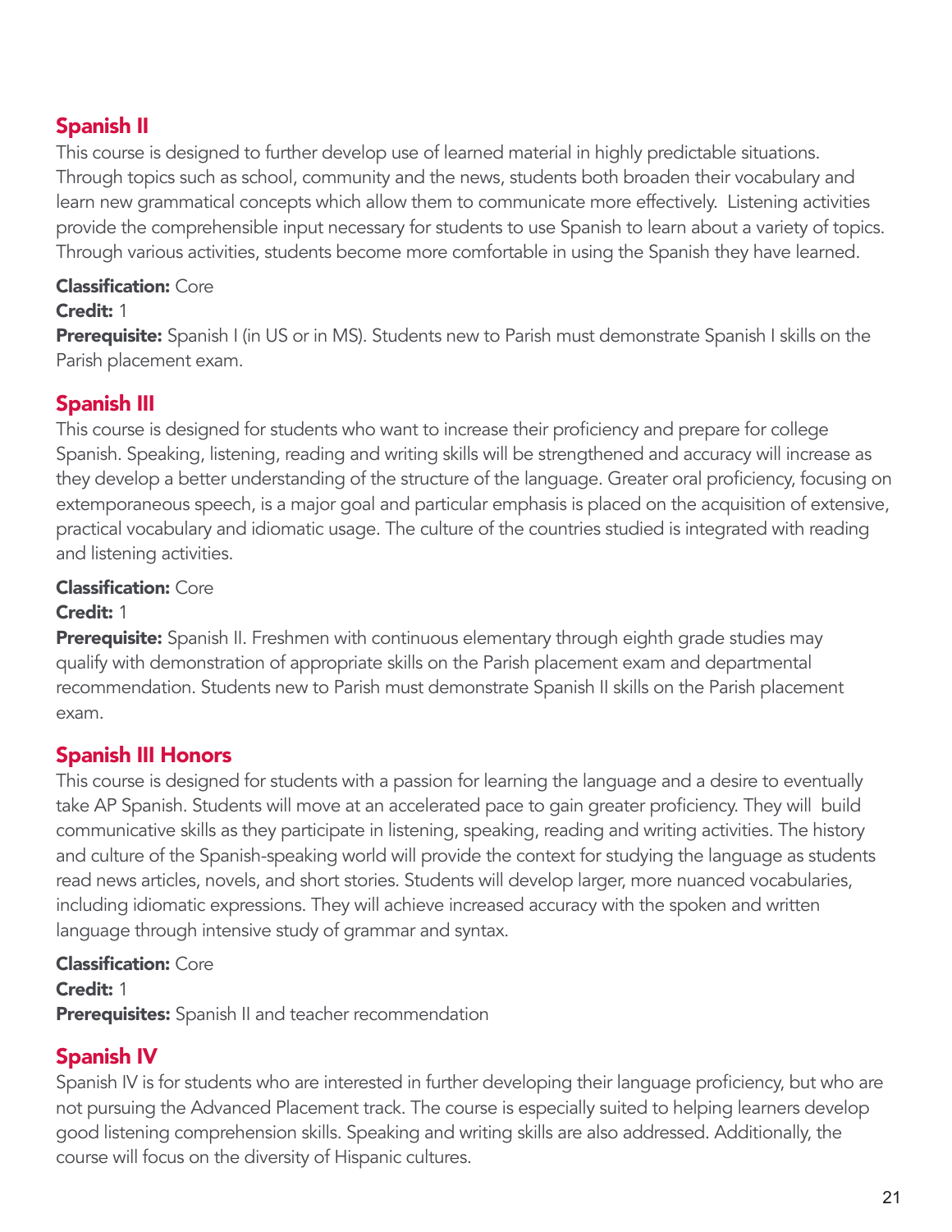## Spanish II

This course is designed to further develop use of learned material in highly predictable situations. Through topics such as school, community and the news, students both broaden their vocabulary and learn new grammatical concepts which allow them to communicate more effectively. Listening activities provide the comprehensible input necessary for students to use Spanish to learn about a variety of topics. Through various activities, students become more comfortable in using the Spanish they have learned.

**Classification:** Core
**Credit:** 1
**Prerequisite:** Spanish I (in US or in MS). Students new to Parish must demonstrate Spanish I skills on the Parish placement exam.

## Spanish III

This course is designed for students who want to increase their proficiency and prepare for college Spanish. Speaking, listening, reading and writing skills will be strengthened and accuracy will increase as they develop a better understanding of the structure of the language. Greater oral proficiency, focusing on extemporaneous speech, is a major goal and particular emphasis is placed on the acquisition of extensive, practical vocabulary and idiomatic usage. The culture of the countries studied is integrated with reading and listening activities.

**Classification:** Core
**Credit:** 1
**Prerequisite:** Spanish II. Freshmen with continuous elementary through eighth grade studies may qualify with demonstration of appropriate skills on the Parish placement exam and departmental recommendation. Students new to Parish must demonstrate Spanish II skills on the Parish placement exam.

## Spanish III Honors

This course is designed for students with a passion for learning the language and a desire to eventually take AP Spanish. Students will move at an accelerated pace to gain greater proficiency. They will build communicative skills as they participate in listening, speaking, reading and writing activities. The history and culture of the Spanish-speaking world will provide the context for studying the language as students read news articles, novels, and short stories. Students will develop larger, more nuanced vocabularies, including idiomatic expressions. They will achieve increased accuracy with the spoken and written language through intensive study of grammar and syntax.

**Classification:** Core
**Credit:** 1
**Prerequisites:** Spanish II and teacher recommendation

## Spanish IV

Spanish IV is for students who are interested in further developing their language proficiency, but who are not pursuing the Advanced Placement track. The course is especially suited to helping learners develop good listening comprehension skills. Speaking and writing skills are also addressed. Additionally, the course will focus on the diversity of Hispanic cultures.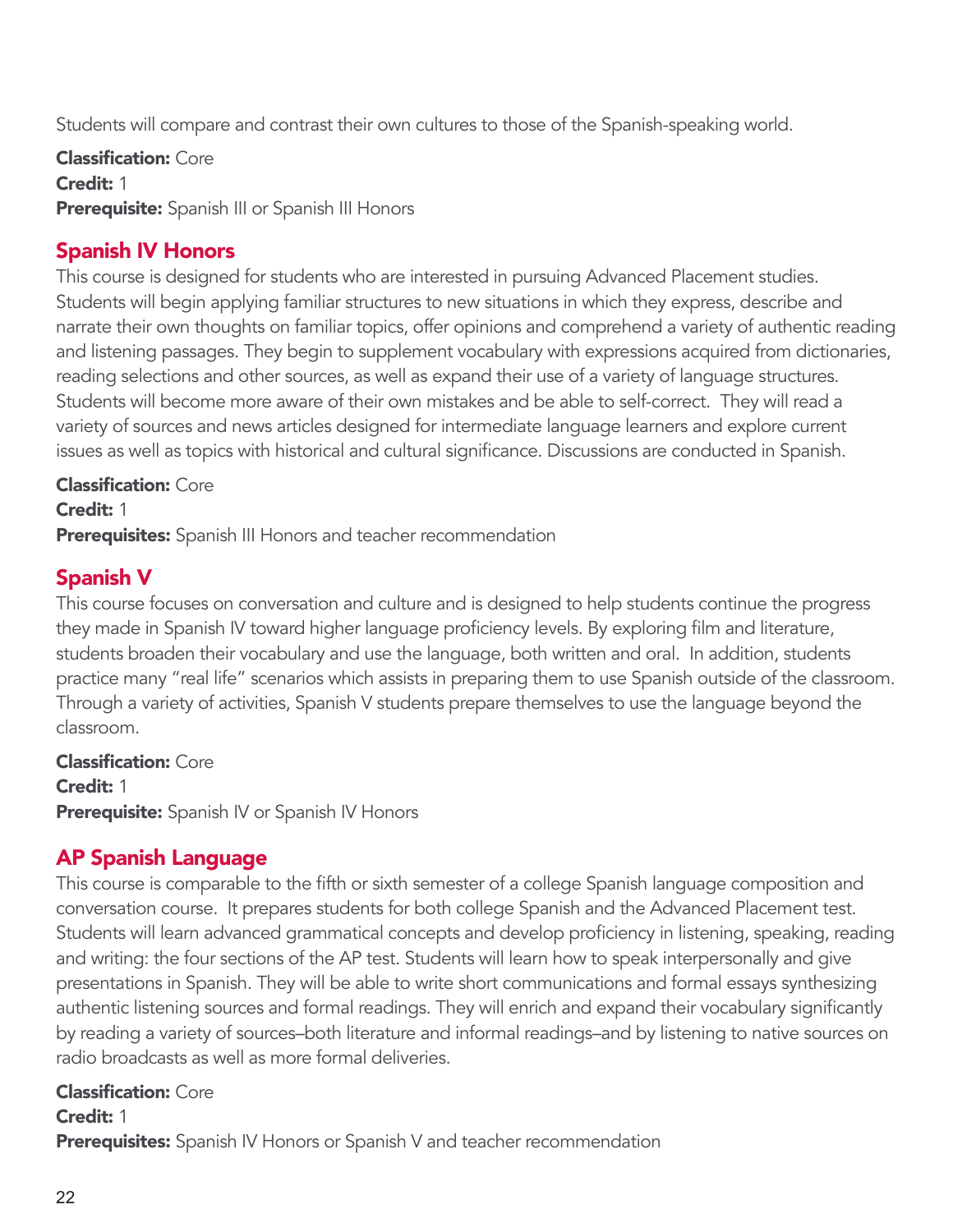Students will compare and contrast their own cultures to those of the Spanish-speaking world.

**Classification:** Core
**Credit:** 1
**Prerequisite:** Spanish III or Spanish III Honors

## Spanish IV Honors

This course is designed for students who are interested in pursuing Advanced Placement studies. Students will begin applying familiar structures to new situations in which they express, describe and narrate their own thoughts on familiar topics, offer opinions and comprehend a variety of authentic reading and listening passages. They begin to supplement vocabulary with expressions acquired from dictionaries, reading selections and other sources, as well as expand their use of a variety of language structures. Students will become more aware of their own mistakes and be able to self-correct. They will read a variety of sources and news articles designed for intermediate language learners and explore current issues as well as topics with historical and cultural significance. Discussions are conducted in Spanish.

**Classification:** Core
**Credit:** 1
**Prerequisites:** Spanish III Honors and teacher recommendation

## Spanish V

This course focuses on conversation and culture and is designed to help students continue the progress they made in Spanish IV toward higher language proficiency levels. By exploring film and literature, students broaden their vocabulary and use the language, both written and oral. In addition, students practice many "real life" scenarios which assists in preparing them to use Spanish outside of the classroom. Through a variety of activities, Spanish V students prepare themselves to use the language beyond the classroom.

**Classification:** Core
**Credit:** 1
**Prerequisite:** Spanish IV or Spanish IV Honors

## AP Spanish Language

This course is comparable to the fifth or sixth semester of a college Spanish language composition and conversation course. It prepares students for both college Spanish and the Advanced Placement test. Students will learn advanced grammatical concepts and develop proficiency in listening, speaking, reading and writing: the four sections of the AP test. Students will learn how to speak interpersonally and give presentations in Spanish. They will be able to write short communications and formal essays synthesizing authentic listening sources and formal readings. They will enrich and expand their vocabulary significantly by reading a variety of sources–both literature and informal readings–and by listening to native sources on radio broadcasts as well as more formal deliveries.

**Classification:** Core
**Credit:** 1
**Prerequisites:** Spanish IV Honors or Spanish V and teacher recommendation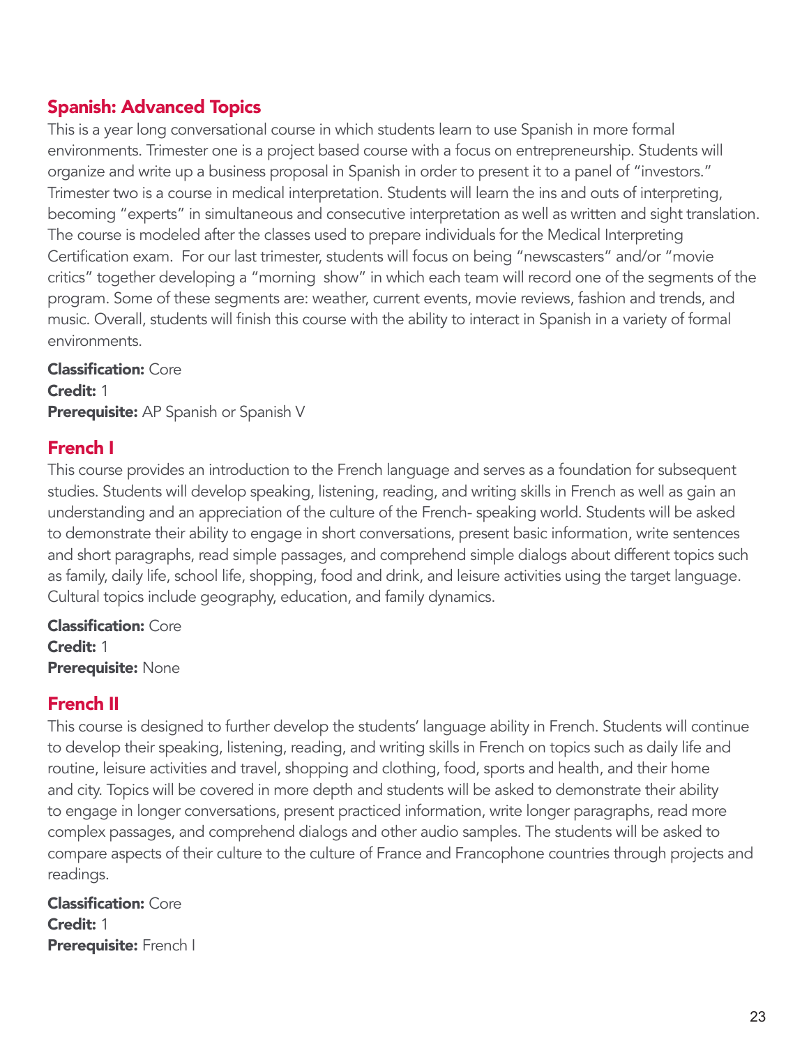## Spanish: Advanced Topics

This is a year long conversational course in which students learn to use Spanish in more formal environments. Trimester one is a project based course with a focus on entrepreneurship. Students will organize and write up a business proposal in Spanish in order to present it to a panel of "investors." Trimester two is a course in medical interpretation. Students will learn the ins and outs of interpreting, becoming "experts" in simultaneous and consecutive interpretation as well as written and sight translation. The course is modeled after the classes used to prepare individuals for the Medical Interpreting Certification exam. For our last trimester, students will focus on being "newscasters" and/or "movie critics" together developing a "morning show" in which each team will record one of the segments of the program. Some of these segments are: weather, current events, movie reviews, fashion and trends, and music. Overall, students will finish this course with the ability to interact in Spanish in a variety of formal environments.

**Classification:** Core
**Credit:** 1
**Prerequisite:** AP Spanish or Spanish V

## French I

This course provides an introduction to the French language and serves as a foundation for subsequent studies. Students will develop speaking, listening, reading, and writing skills in French as well as gain an understanding and an appreciation of the culture of the French- speaking world. Students will be asked to demonstrate their ability to engage in short conversations, present basic information, write sentences and short paragraphs, read simple passages, and comprehend simple dialogs about different topics such as family, daily life, school life, shopping, food and drink, and leisure activities using the target language. Cultural topics include geography, education, and family dynamics.

**Classification:** Core
**Credit:** 1
**Prerequisite:** None

## French II

This course is designed to further develop the students' language ability in French. Students will continue to develop their speaking, listening, reading, and writing skills in French on topics such as daily life and routine, leisure activities and travel, shopping and clothing, food, sports and health, and their home and city. Topics will be covered in more depth and students will be asked to demonstrate their ability to engage in longer conversations, present practiced information, write longer paragraphs, read more complex passages, and comprehend dialogs and other audio samples. The students will be asked to compare aspects of their culture to the culture of France and Francophone countries through projects and readings.

**Classification:** Core
**Credit:** 1
**Prerequisite:** French I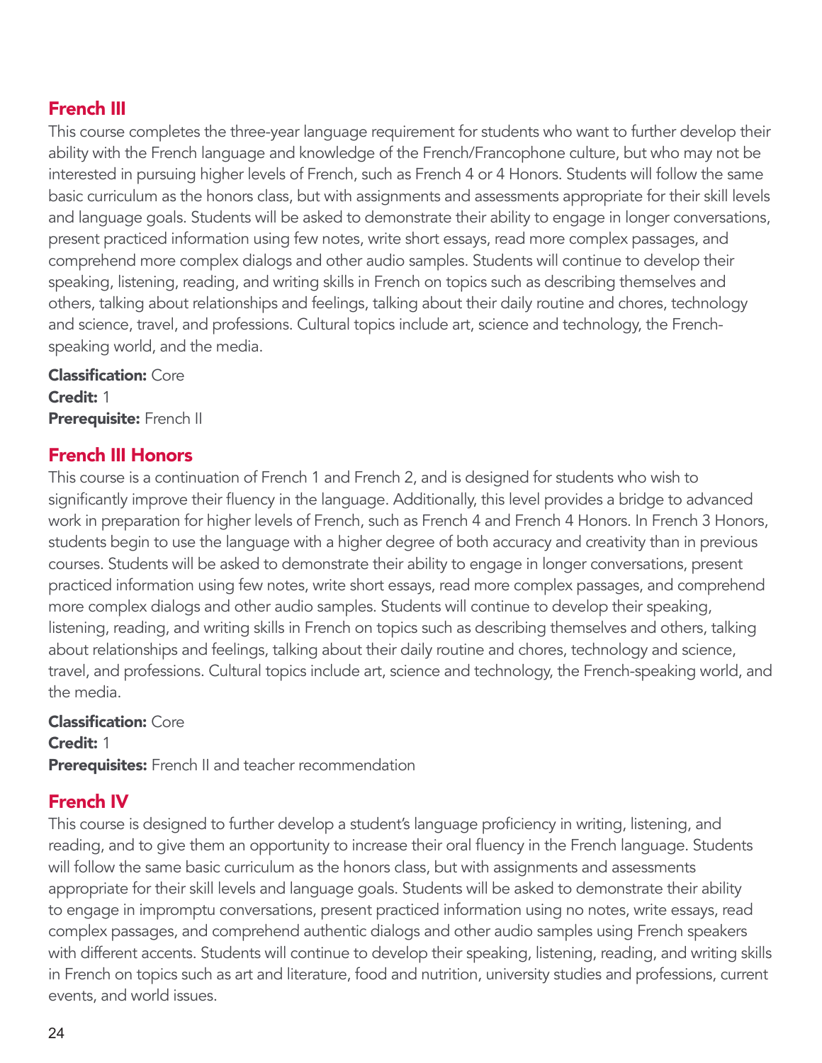## French III

This course completes the three-year language requirement for students who want to further develop their ability with the French language and knowledge of the French/Francophone culture, but who may not be interested in pursuing higher levels of French, such as French 4 or 4 Honors. Students will follow the same basic curriculum as the honors class, but with assignments and assessments appropriate for their skill levels and language goals. Students will be asked to demonstrate their ability to engage in longer conversations, present practiced information using few notes, write short essays, read more complex passages, and comprehend more complex dialogs and other audio samples. Students will continue to develop their speaking, listening, reading, and writing skills in French on topics such as describing themselves and others, talking about relationships and feelings, talking about their daily routine and chores, technology and science, travel, and professions. Cultural topics include art, science and technology, the French-speaking world, and the media.

**Classification:** Core
**Credit:** 1
**Prerequisite:** French II

## French III Honors

This course is a continuation of French 1 and French 2, and is designed for students who wish to significantly improve their fluency in the language. Additionally, this level provides a bridge to advanced work in preparation for higher levels of French, such as French 4 and French 4 Honors. In French 3 Honors, students begin to use the language with a higher degree of both accuracy and creativity than in previous courses. Students will be asked to demonstrate their ability to engage in longer conversations, present practiced information using few notes, write short essays, read more complex passages, and comprehend more complex dialogs and other audio samples. Students will continue to develop their speaking, listening, reading, and writing skills in French on topics such as describing themselves and others, talking about relationships and feelings, talking about their daily routine and chores, technology and science, travel, and professions. Cultural topics include art, science and technology, the French-speaking world, and the media.

**Classification:** Core
**Credit:** 1
**Prerequisites:** French II and teacher recommendation

## French IV

This course is designed to further develop a student's language proficiency in writing, listening, and reading, and to give them an opportunity to increase their oral fluency in the French language. Students will follow the same basic curriculum as the honors class, but with assignments and assessments appropriate for their skill levels and language goals. Students will be asked to demonstrate their ability to engage in impromptu conversations, present practiced information using no notes, write essays, read complex passages, and comprehend authentic dialogs and other audio samples using French speakers with different accents. Students will continue to develop their speaking, listening, reading, and writing skills in French on topics such as art and literature, food and nutrition, university studies and professions, current events, and world issues.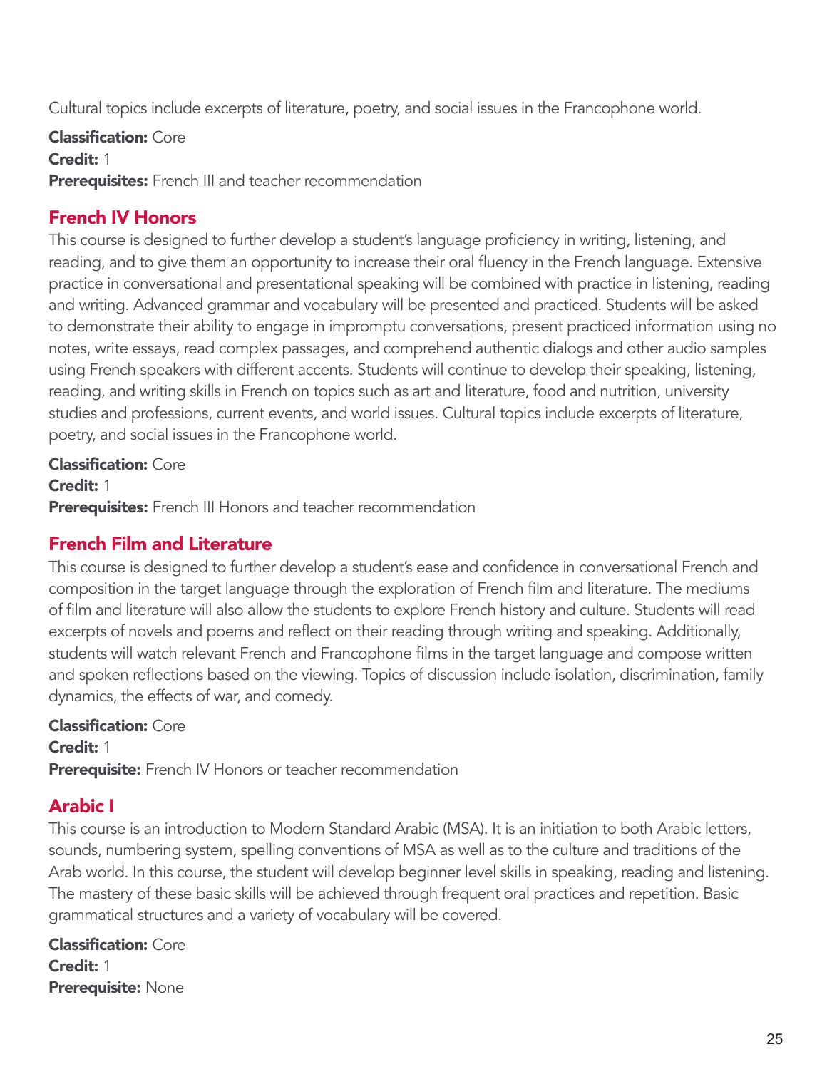Cultural topics include excerpts of literature, poetry, and social issues in the Francophone world.

**Classification:** Core
**Credit:** 1
**Prerequisites:** French III and teacher recommendation

## French IV Honors

This course is designed to further develop a student's language proficiency in writing, listening, and reading, and to give them an opportunity to increase their oral fluency in the French language. Extensive practice in conversational and presentational speaking will be combined with practice in listening, reading and writing. Advanced grammar and vocabulary will be presented and practiced. Students will be asked to demonstrate their ability to engage in impromptu conversations, present practiced information using no notes, write essays, read complex passages, and comprehend authentic dialogs and other audio samples using French speakers with different accents. Students will continue to develop their speaking, listening, reading, and writing skills in French on topics such as art and literature, food and nutrition, university studies and professions, current events, and world issues. Cultural topics include excerpts of literature, poetry, and social issues in the Francophone world.

**Classification:** Core
**Credit:** 1
**Prerequisites:** French III Honors and teacher recommendation

## French Film and Literature

This course is designed to further develop a student's ease and confidence in conversational French and composition in the target language through the exploration of French film and literature. The mediums of film and literature will also allow the students to explore French history and culture. Students will read excerpts of novels and poems and reflect on their reading through writing and speaking. Additionally, students will watch relevant French and Francophone films in the target language and compose written and spoken reflections based on the viewing. Topics of discussion include isolation, discrimination, family dynamics, the effects of war, and comedy.

**Classification:** Core
**Credit:** 1
**Prerequisite:** French IV Honors or teacher recommendation

## Arabic I

This course is an introduction to Modern Standard Arabic (MSA). It is an initiation to both Arabic letters, sounds, numbering system, spelling conventions of MSA as well as to the culture and traditions of the Arab world. In this course, the student will develop beginner level skills in speaking, reading and listening. The mastery of these basic skills will be achieved through frequent oral practices and repetition. Basic grammatical structures and a variety of vocabulary will be covered.

**Classification:** Core
**Credit:** 1
**Prerequisite:** None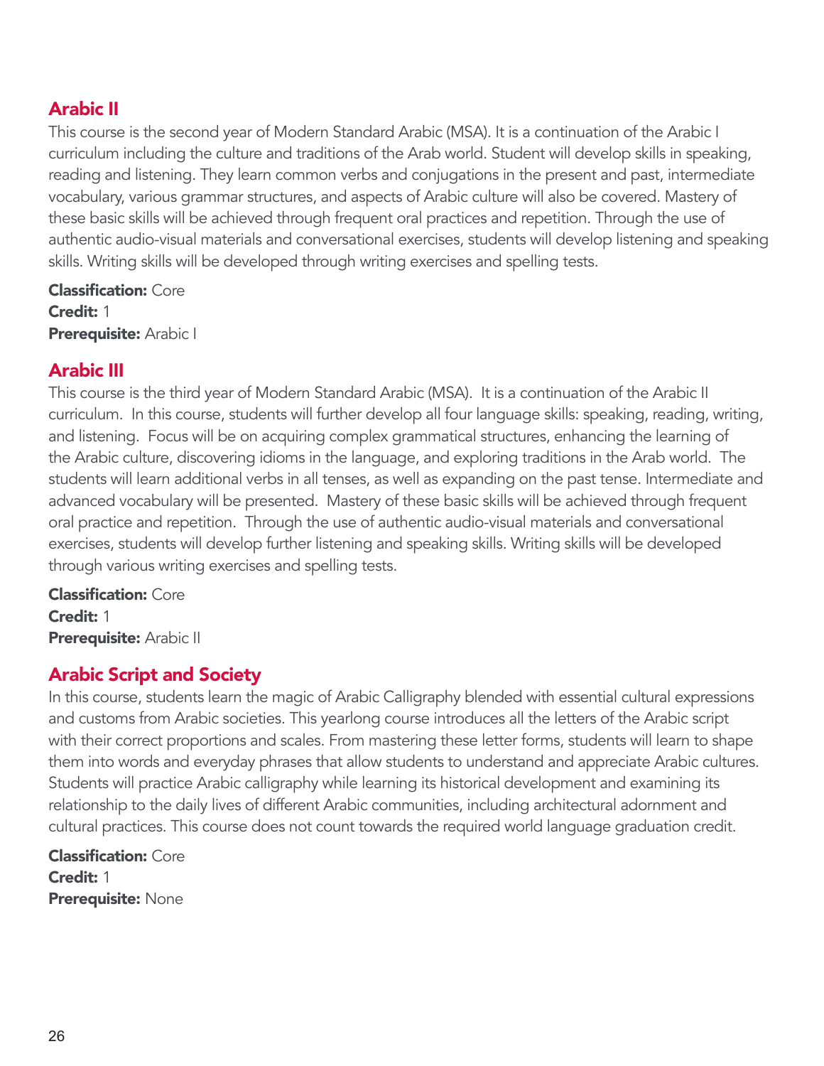## Arabic II

This course is the second year of Modern Standard Arabic (MSA). It is a continuation of the Arabic I curriculum including the culture and traditions of the Arab world. Student will develop skills in speaking, reading and listening. They learn common verbs and conjugations in the present and past, intermediate vocabulary, various grammar structures, and aspects of Arabic culture will also be covered. Mastery of these basic skills will be achieved through frequent oral practices and repetition. Through the use of authentic audio-visual materials and conversational exercises, students will develop listening and speaking skills. Writing skills will be developed through writing exercises and spelling tests.

**Classification:** Core
**Credit:** 1
**Prerequisite:** Arabic I

## Arabic III

This course is the third year of Modern Standard Arabic (MSA). It is a continuation of the Arabic II curriculum. In this course, students will further develop all four language skills: speaking, reading, writing, and listening. Focus will be on acquiring complex grammatical structures, enhancing the learning of the Arabic culture, discovering idioms in the language, and exploring traditions in the Arab world. The students will learn additional verbs in all tenses, as well as expanding on the past tense. Intermediate and advanced vocabulary will be presented. Mastery of these basic skills will be achieved through frequent oral practice and repetition. Through the use of authentic audio-visual materials and conversational exercises, students will develop further listening and speaking skills. Writing skills will be developed through various writing exercises and spelling tests.

**Classification:** Core
**Credit:** 1
**Prerequisite:** Arabic II

## Arabic Script and Society

In this course, students learn the magic of Arabic Calligraphy blended with essential cultural expressions and customs from Arabic societies. This yearlong course introduces all the letters of the Arabic script with their correct proportions and scales. From mastering these letter forms, students will learn to shape them into words and everyday phrases that allow students to understand and appreciate Arabic cultures. Students will practice Arabic calligraphy while learning its historical development and examining its relationship to the daily lives of different Arabic communities, including architectural adornment and cultural practices. This course does not count towards the required world language graduation credit.

**Classification:** Core
**Credit:** 1
**Prerequisite:** None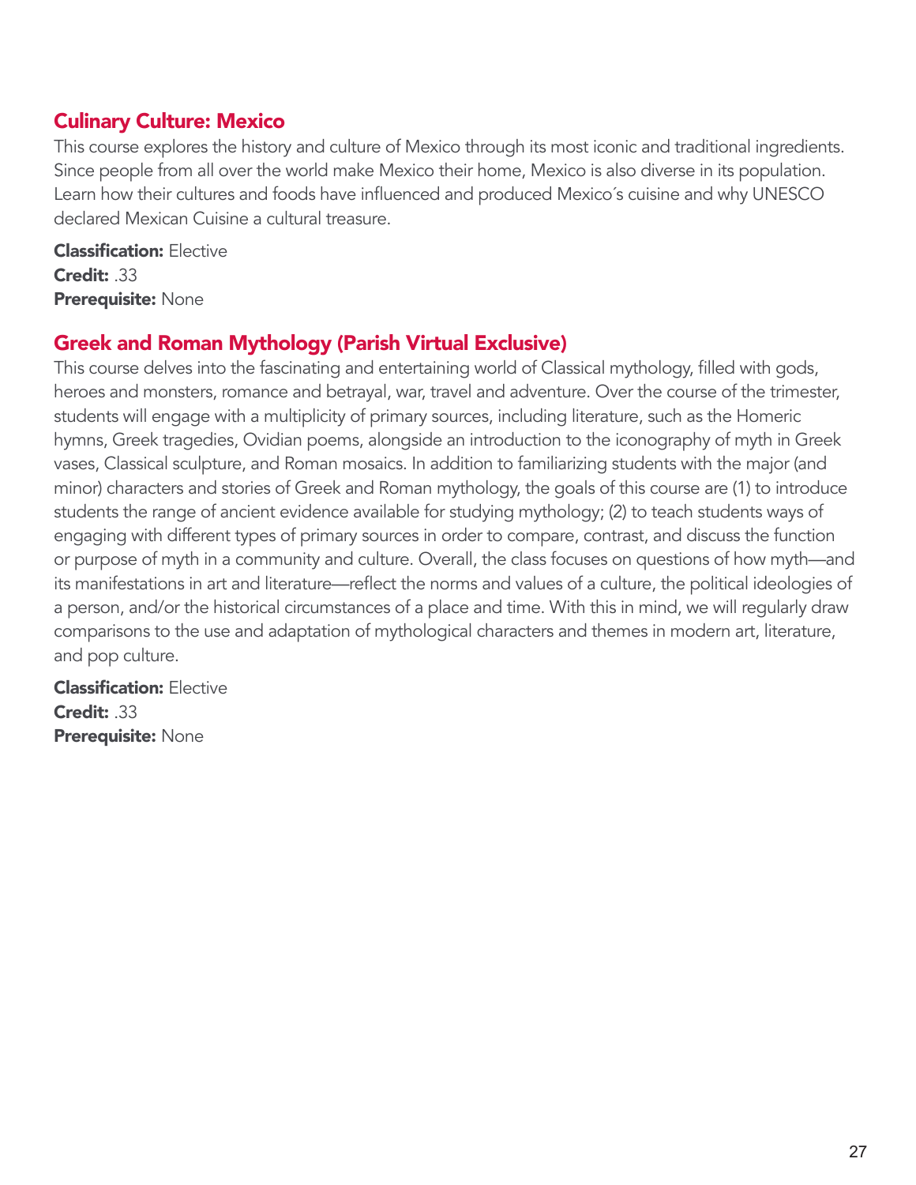## Culinary Culture: Mexico

This course explores the history and culture of Mexico through its most iconic and traditional ingredients. Since people from all over the world make Mexico their home, Mexico is also diverse in its population. Learn how their cultures and foods have influenced and produced Mexico´s cuisine and why UNESCO declared Mexican Cuisine a cultural treasure.

**Classification:** Elective
**Credit:** .33
**Prerequisite:** None

## Greek and Roman Mythology (Parish Virtual Exclusive)

This course delves into the fascinating and entertaining world of Classical mythology, filled with gods, heroes and monsters, romance and betrayal, war, travel and adventure. Over the course of the trimester, students will engage with a multiplicity of primary sources, including literature, such as the Homeric hymns, Greek tragedies, Ovidian poems, alongside an introduction to the iconography of myth in Greek vases, Classical sculpture, and Roman mosaics. In addition to familiarizing students with the major (and minor) characters and stories of Greek and Roman mythology, the goals of this course are (1) to introduce students the range of ancient evidence available for studying mythology; (2) to teach students ways of engaging with different types of primary sources in order to compare, contrast, and discuss the function or purpose of myth in a community and culture. Overall, the class focuses on questions of how myth—and its manifestations in art and literature—reflect the norms and values of a culture, the political ideologies of a person, and/or the historical circumstances of a place and time. With this in mind, we will regularly draw comparisons to the use and adaptation of mythological characters and themes in modern art, literature, and pop culture.

**Classification:** Elective
**Credit:** .33
**Prerequisite:** None